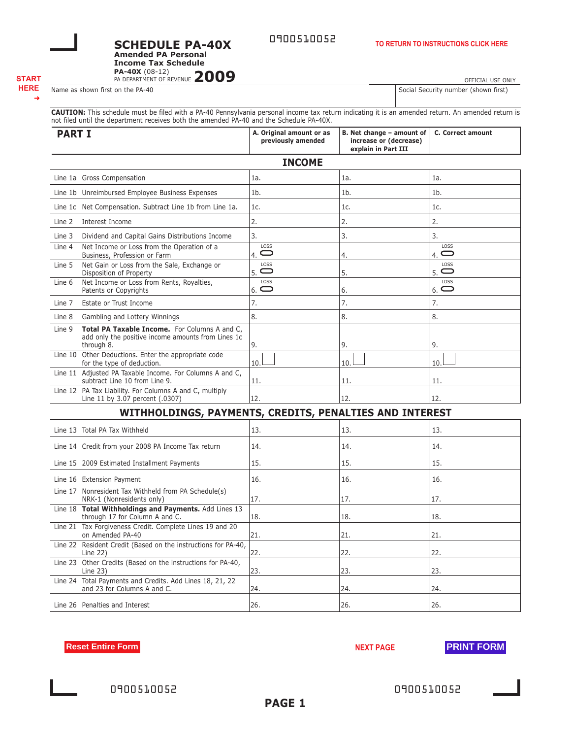0900510052

# SCHEDULE PA-40X

**Amended PA Personal Income Tax Schedule**

**PA-40X** (08-12)
PA DEPARTMENT OF REVENUE **2009**

TO RETURN TO INSTRUCTIONS CLICK HERE

START HERE ➜

OFFICIAL USE ONLY

| Name as shown first on the PA-40 | Social Security number (shown first) |
|---|---|
| | |

**CAUTION:** This schedule must be filed with a PA-40 Pennsylvania personal income tax return indicating it is an amended return. An amended return is not filed until the department receives both the amended PA-40 and the Schedule PA-40X.

| PART I | A. Original amount or as previously amended | B. Net change – amount of increase or (decrease) explain in Part III | C. Correct amount |
|---|---|---|---|
| **INCOME** | | | |
| Line 1a Gross Compensation | 1a. | 1a. | 1a. |
| Line 1b Unreimbursed Employee Business Expenses | 1b. | 1b. | 1b. |
| Line 1c Net Compensation. Subtract Line 1b from Line 1a. | 1c. | 1c. | 1c. |
| Line 2 Interest Income | 2. | 2. | 2. |
| Line 3 Dividend and Capital Gains Distributions Income | 3. | 3. | 3. |
| Line 4 Net Income or Loss from the Operation of a Business, Profession or Farm | 4. LOSS | 4. | 4. LOSS |
| Line 5 Net Gain or Loss from the Sale, Exchange or Disposition of Property | 5. LOSS | 5. | 5. LOSS |
| Line 6 Net Income or Loss from Rents, Royalties, Patents or Copyrights | 6. LOSS | 6. | 6. LOSS |
| Line 7 Estate or Trust Income | 7. | 7. | 7. |
| Line 8 Gambling and Lottery Winnings | 8. | 8. | 8. |
| Line 9 **Total PA Taxable Income.** For Columns A and C, add only the positive income amounts from Lines 1c through 8. | 9. | 9. | 9. |
| Line 10 Other Deductions. Enter the appropriate code for the type of deduction. | 10. | 10. | 10. |
| Line 11 Adjusted PA Taxable Income. For Columns A and C, subtract Line 10 from Line 9. | 11. | 11. | 11. |
| Line 12 PA Tax Liability. For Columns A and C, multiply Line 11 by 3.07 percent (.0307) | 12. | 12. | 12. |
| **WITHHOLDINGS, PAYMENTS, CREDITS, PENALTIES AND INTEREST** | | | |
| Line 13 Total PA Tax Withheld | 13. | 13. | 13. |
| Line 14 Credit from your 2008 PA Income Tax return | 14. | 14. | 14. |
| Line 15 2009 Estimated Installment Payments | 15. | 15. | 15. |
| Line 16 Extension Payment | 16. | 16. | 16. |
| Line 17 Nonresident Tax Withheld from PA Schedule(s) NRK-1 (Nonresidents only) | 17. | 17. | 17. |
| Line 18 **Total Withholdings and Payments.** Add Lines 13 through 17 for Column A and C. | 18. | 18. | 18. |
| Line 21 Tax Forgiveness Credit. Complete Lines 19 and 20 on Amended PA-40 | 21. | 21. | 21. |
| Line 22 Resident Credit (Based on the instructions for PA-40, Line 22) | 22. | 22. | 22. |
| Line 23 Other Credits (Based on the instructions for PA-40, Line 23) | 23. | 23. | 23. |
| Line 24 Total Payments and Credits. Add Lines 18, 21, 22 and 23 for Columns A and C. | 24. | 24. | 24. |
| Line 26 Penalties and Interest | 26. | 26. | 26. |

Reset Entire Form

NEXT PAGE

PRINT FORM

0900510052

0900510052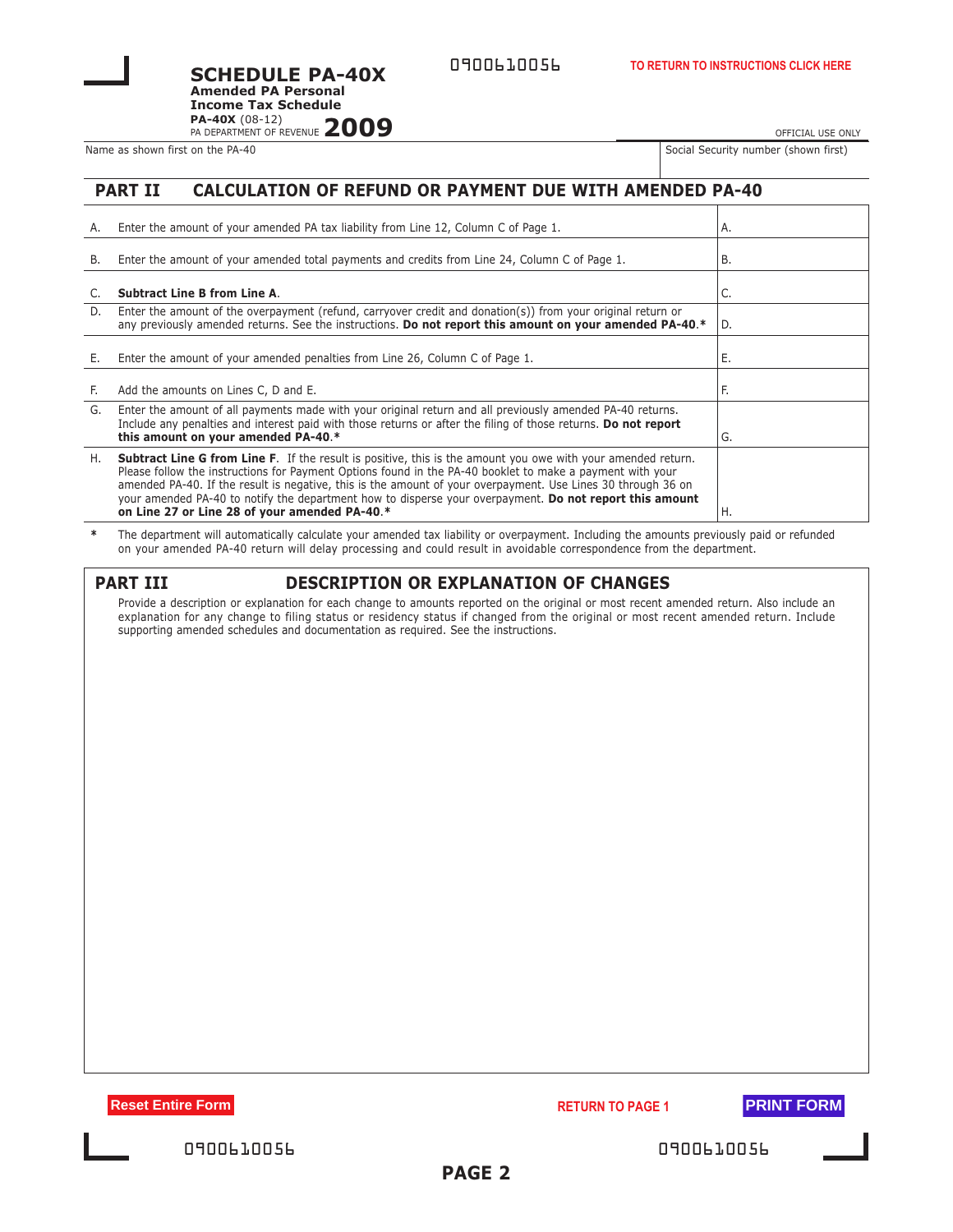# SCHEDULE PA-40X

**Amended PA Personal Income Tax Schedule**

**PA-40X** (08-12)
PA DEPARTMENT OF REVENUE **2009**

0900610056

TO RETURN TO INSTRUCTIONS CLICK HERE

OFFICIAL USE ONLY

| Name as shown first on the PA-40 | Social Security number (shown first) |
|---|---|
| | |

## PART II CALCULATION OF REFUND OR PAYMENT DUE WITH AMENDED PA-40

| | | |
|---|---|---|
| A. | Enter the amount of your amended PA tax liability from Line 12, Column C of Page 1. | A. |
| B. | Enter the amount of your amended total payments and credits from Line 24, Column C of Page 1. | B. |
| C. | **Subtract Line B from Line A**. | C. |
| D. | Enter the amount of the overpayment (refund, carryover credit and donation(s)) from your original return or any previously amended returns. See the instructions. **Do not report this amount on your amended PA-40**.* | D. |
| E. | Enter the amount of your amended penalties from Line 26, Column C of Page 1. | E. |
| F. | Add the amounts on Lines C, D and E. | F. |
| G. | Enter the amount of all payments made with your original return and all previously amended PA-40 returns. Include any penalties and interest paid with those returns or after the filing of those returns. **Do not report this amount on your amended PA-40**.* | G. |
| H. | **Subtract Line G from Line F**. If the result is positive, this is the amount you owe with your amended return. Please follow the instructions for Payment Options found in the PA-40 booklet to make a payment with your amended PA-40. If the result is negative, this is the amount of your overpayment. Use Lines 30 through 36 on your amended PA-40 to notify the department how to disperse your overpayment. **Do not report this amount on Line 27 or Line 28 of your amended PA-40**.* | H. |

\* The department will automatically calculate your amended tax liability or overpayment. Including the amounts previously paid or refunded on your amended PA-40 return will delay processing and could result in avoidable correspondence from the department.

## PART III DESCRIPTION OR EXPLANATION OF CHANGES

Provide a description or explanation for each change to amounts reported on the original or most recent amended return. Also include an explanation for any change to filing status or residency status if changed from the original or most recent amended return. Include supporting amended schedules and documentation as required. See the instructions.

Reset Entire Form

RETURN TO PAGE 1

PRINT FORM

0900610056

0900610056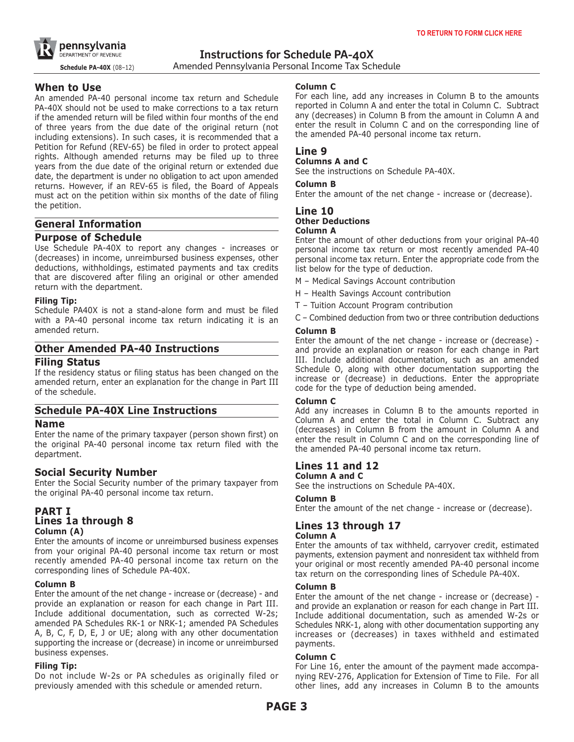# Instructions for Schedule PA-40X

Amended Pennsylvania Personal Income Tax Schedule

Schedule PA-40X (08–12)

## When to Use

An amended PA-40 personal income tax return and Schedule PA-40X should not be used to make corrections to a tax return if the amended return will be filed within four months of the end of three years from the due date of the original return (not including extensions). In such cases, it is recommended that a Petition for Refund (REV-65) be filed in order to protect appeal rights. Although amended returns may be filed up to three years from the due date of the original return or extended due date, the department is under no obligation to act upon amended returns. However, if an REV-65 is filed, the Board of Appeals must act on the petition within six months of the date of filing the petition.

## General Information

### Purpose of Schedule

Use Schedule PA-40X to report any changes - increases or (decreases) in income, unreimbursed business expenses, other deductions, withholdings, estimated payments and tax credits that are discovered after filing an original or other amended return with the department.

**Filing Tip:**

Schedule PA40X is not a stand-alone form and must be filed with a PA-40 personal income tax return indicating it is an amended return.

## Other Amended PA-40 Instructions

### Filing Status

If the residency status or filing status has been changed on the amended return, enter an explanation for the change in Part III of the schedule.

## Schedule PA-40X Line Instructions

### Name

Enter the name of the primary taxpayer (person shown first) on the original PA-40 personal income tax return filed with the department.

### Social Security Number

Enter the Social Security number of the primary taxpayer from the original PA-40 personal income tax return.

### PART I

### Lines 1a through 8

**Column (A)**

Enter the amounts of income or unreimbursed business expenses from your original PA-40 personal income tax return or most recently amended PA-40 personal income tax return on the corresponding lines of Schedule PA-40X.

**Column B**

Enter the amount of the net change - increase or (decrease) - and provide an explanation or reason for each change in Part III. Include additional documentation, such as corrected W-2s; amended PA Schedules RK-1 or NRK-1; amended PA Schedules A, B, C, F, D, E, J or UE; along with any other documentation supporting the increase or (decrease) in income or unreimbursed business expenses.

**Filing Tip:**

Do not include W-2s or PA schedules as originally filed or previously amended with this schedule or amended return.

**Column C**

For each line, add any increases in Column B to the amounts reported in Column A and enter the total in Column C. Subtract any (decreases) in Column B from the amount in Column A and enter the result in Column C and on the corresponding line of the amended PA-40 personal income tax return.

### Line 9

**Columns A and C**

See the instructions on Schedule PA-40X.

**Column B**

Enter the amount of the net change - increase or (decrease).

### Line 10

**Other Deductions**

**Column A**

Enter the amount of other deductions from your original PA-40 personal income tax return or most recently amended PA-40 personal income tax return. Enter the appropriate code from the list below for the type of deduction.

M – Medical Savings Account contribution

H – Health Savings Account contribution

T – Tuition Account Program contribution

C – Combined deduction from two or three contribution deductions

**Column B**

Enter the amount of the net change - increase or (decrease) - and provide an explanation or reason for each change in Part III. Include additional documentation, such as an amended Schedule O, along with other documentation supporting the increase or (decrease) in deductions. Enter the appropriate code for the type of deduction being amended.

**Column C**

Add any increases in Column B to the amounts reported in Column A and enter the total in Column C. Subtract any (decreases) in Column B from the amount in Column A and enter the result in Column C and on the corresponding line of the amended PA-40 personal income tax return.

### Lines 11 and 12

**Column A and C**

See the instructions on Schedule PA-40X.

**Column B**

Enter the amount of the net change - increase or (decrease).

### Lines 13 through 17

**Column A**

Enter the amounts of tax withheld, carryover credit, estimated payments, extension payment and nonresident tax withheld from your original or most recently amended PA-40 personal income tax return on the corresponding lines of Schedule PA-40X.

**Column B**

Enter the amount of the net change - increase or (decrease) - and provide an explanation or reason for each change in Part III. Include additional documentation, such as amended W-2s or Schedules NRK-1, along with other documentation supporting any increases or (decreases) in taxes withheld and estimated payments.

**Column C**

For Line 16, enter the amount of the payment made accompanying REV-276, Application for Extension of Time to File. For all other lines, add any increases in Column B to the amounts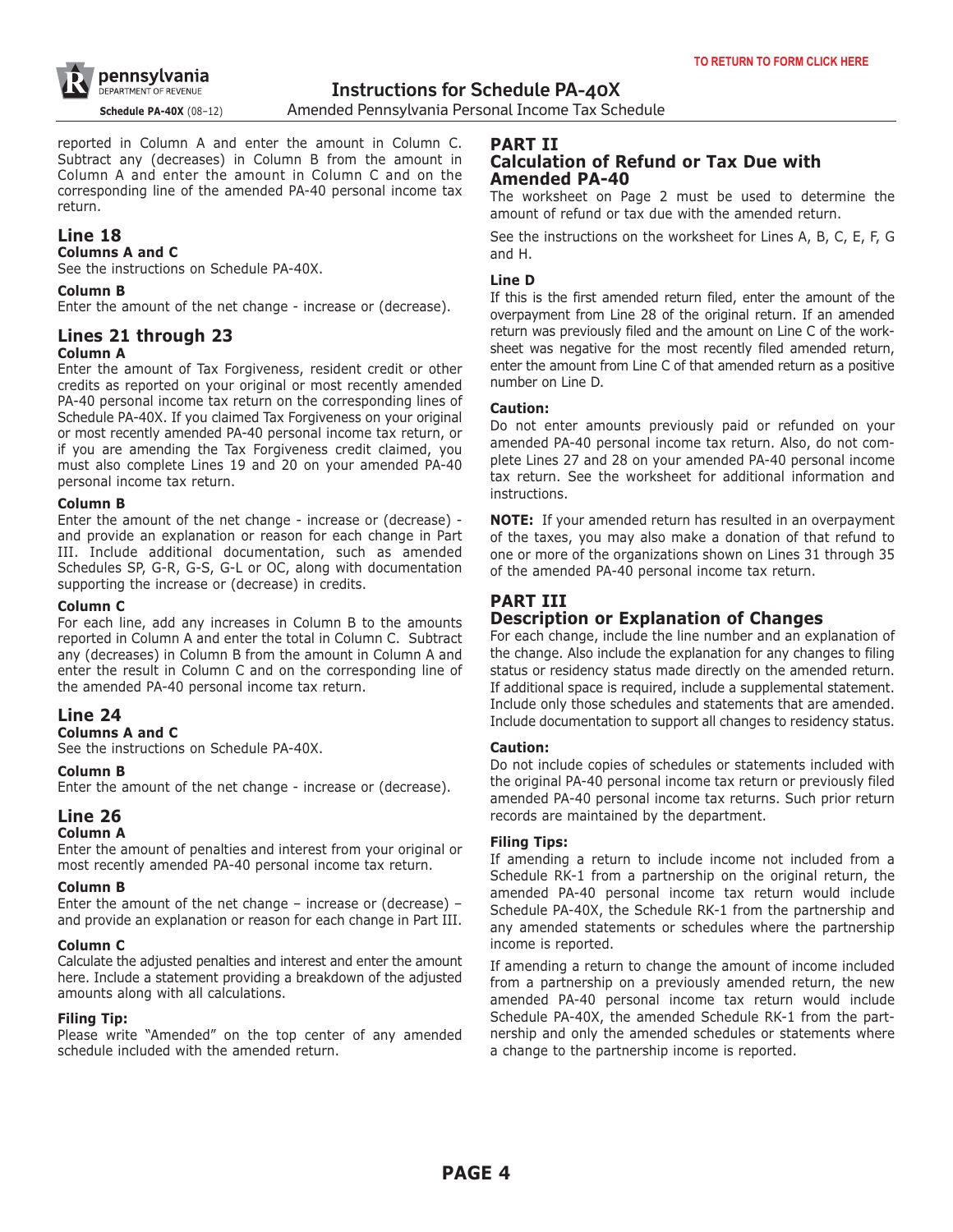reported in Column A and enter the amount in Column C. Subtract any (decreases) in Column B from the amount in Column A and enter the amount in Column C and on the corresponding line of the amended PA-40 personal income tax return.

## Line 18

**Columns A and C**

See the instructions on Schedule PA-40X.

**Column B**

Enter the amount of the net change - increase or (decrease).

## Lines 21 through 23

**Column A**

Enter the amount of Tax Forgiveness, resident credit or other credits as reported on your original or most recently amended PA-40 personal income tax return on the corresponding lines of Schedule PA-40X. If you claimed Tax Forgiveness on your original or most recently amended PA-40 personal income tax return, or if you are amending the Tax Forgiveness credit claimed, you must also complete Lines 19 and 20 on your amended PA-40 personal income tax return.

**Column B**

Enter the amount of the net change - increase or (decrease) - and provide an explanation or reason for each change in Part III. Include additional documentation, such as amended Schedules SP, G-R, G-S, G-L or OC, along with documentation supporting the increase or (decrease) in credits.

**Column C**

For each line, add any increases in Column B to the amounts reported in Column A and enter the total in Column C. Subtract any (decreases) in Column B from the amount in Column A and enter the result in Column C and on the corresponding line of the amended PA-40 personal income tax return.

## Line 24

**Columns A and C**

See the instructions on Schedule PA-40X.

**Column B**

Enter the amount of the net change - increase or (decrease).

## Line 26

**Column A**

Enter the amount of penalties and interest from your original or most recently amended PA-40 personal income tax return.

**Column B**

Enter the amount of the net change – increase or (decrease) – and provide an explanation or reason for each change in Part III.

**Column C**

Calculate the adjusted penalties and interest and enter the amount here. Include a statement providing a breakdown of the adjusted amounts along with all calculations.

**Filing Tip:**

Please write "Amended" on the top center of any amended schedule included with the amended return.

## PART II
## Calculation of Refund or Tax Due with Amended PA-40

The worksheet on Page 2 must be used to determine the amount of refund or tax due with the amended return.

See the instructions on the worksheet for Lines A, B, C, E, F, G and H.

**Line D**

If this is the first amended return filed, enter the amount of the overpayment from Line 28 of the original return. If an amended return was previously filed and the amount on Line C of the worksheet was negative for the most recently filed amended return, enter the amount from Line C of that amended return as a positive number on Line D.

**Caution:**

Do not enter amounts previously paid or refunded on your amended PA-40 personal income tax return. Also, do not complete Lines 27 and 28 on your amended PA-40 personal income tax return. See the worksheet for additional information and instructions.

**NOTE:** If your amended return has resulted in an overpayment of the taxes, you may also make a donation of that refund to one or more of the organizations shown on Lines 31 through 35 of the amended PA-40 personal income tax return.

## PART III
## Description or Explanation of Changes

For each change, include the line number and an explanation of the change. Also include the explanation for any changes to filing status or residency status made directly on the amended return. If additional space is required, include a supplemental statement. Include only those schedules and statements that are amended. Include documentation to support all changes to residency status.

**Caution:**

Do not include copies of schedules or statements included with the original PA-40 personal income tax return or previously filed amended PA-40 personal income tax returns. Such prior return records are maintained by the department.

**Filing Tips:**

If amending a return to include income not included from a Schedule RK-1 from a partnership on the original return, the amended PA-40 personal income tax return would include Schedule PA-40X, the Schedule RK-1 from the partnership and any amended statements or schedules where the partnership income is reported.

If amending a return to change the amount of income included from a partnership on a previously amended return, the new amended PA-40 personal income tax return would include Schedule PA-40X, the amended Schedule RK-1 from the partnership and only the amended schedules or statements where a change to the partnership income is reported.